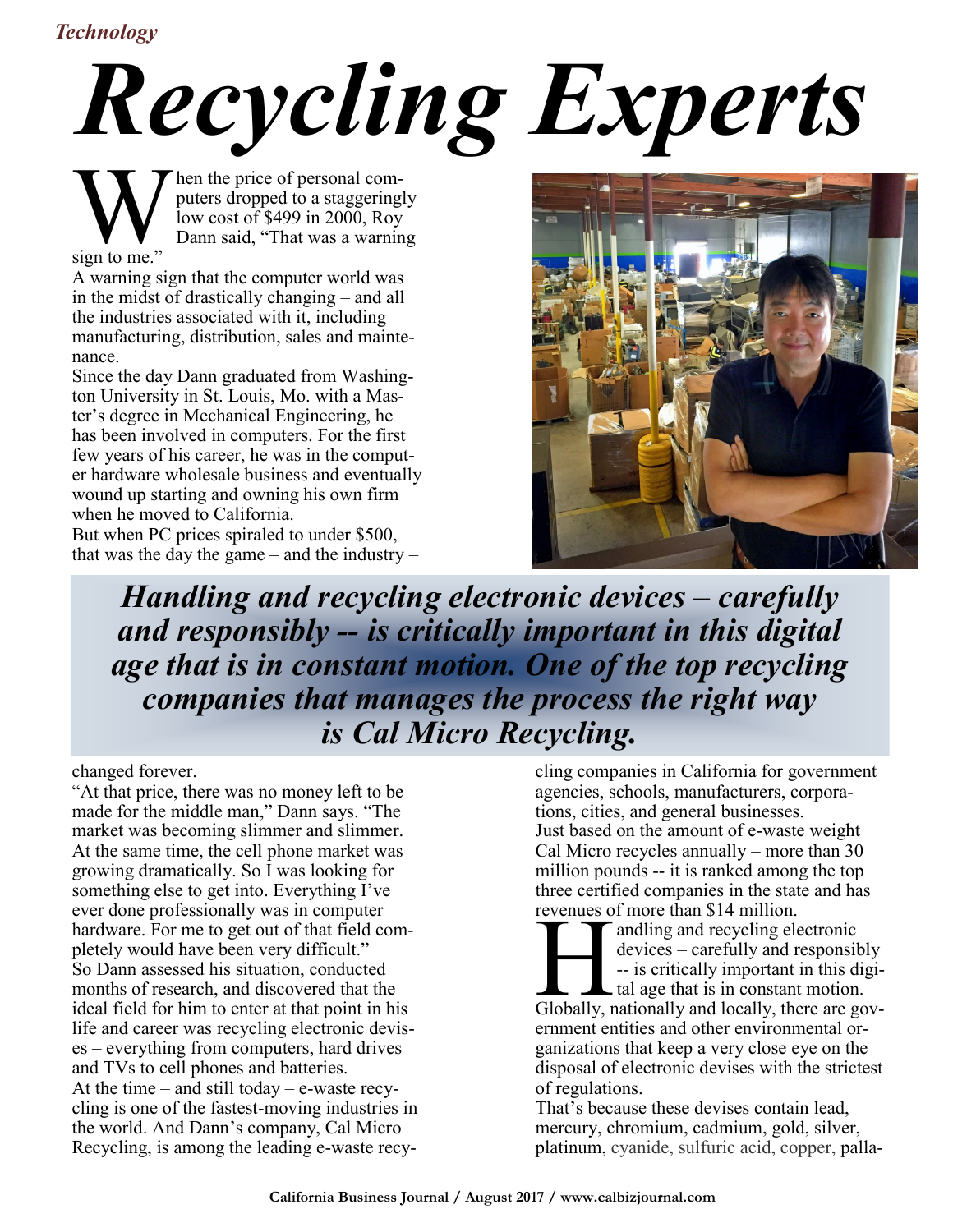*Technology*

# *Recycling Experts*

When the price of personal computers dropped to a staggeringly low cost of $499 in 2000, Roy Dann said, "That was a warning sign to me."

A warning sign that the computer world was in the midst of drastically changing – and all the industries associated with it, including manufacturing, distribution, sales and maintenance.

Since the day Dann graduated from Washington University in St. Louis, Mo. with a Master's degree in Mechanical Engineering, he has been involved in computers. For the first few years of his career, he was in the computer hardware wholesale business and eventually wound up starting and owning his own firm when he moved to California.

But when PC prices spiraled to under $500, that was the day the game – and the industry – changed forever.

***Handling and recycling electronic devices – carefully and responsibly -- is critically important in this digital age that is in constant motion. One of the top recycling companies that manages the process the right way is Cal Micro Recycling.***

"At that price, there was no money left to be made for the middle man," Dann says. "The market was becoming slimmer and slimmer. At the same time, the cell phone market was growing dramatically. So I was looking for something else to get into. Everything I've ever done professionally was in computer hardware. For me to get out of that field completely would have been very difficult."

So Dann assessed his situation, conducted months of research, and discovered that the ideal field for him to enter at that point in his life and career was recycling electronic devises – everything from computers, hard drives and TVs to cell phones and batteries.

At the time – and still today – e-waste recycling is one of the fastest-moving industries in the world. And Dann's company, Cal Micro Recycling, is among the leading e-waste recycling companies in California for government agencies, schools, manufacturers, corporations, cities, and general businesses.

Just based on the amount of e-waste weight Cal Micro recycles annually – more than 30 million pounds -- it is ranked among the top three certified companies in the state and has revenues of more than $14 million.

Handling and recycling electronic devices – carefully and responsibly -- is critically important in this digital age that is in constant motion. Globally, nationally and locally, there are government entities and other environmental organizations that keep a very close eye on the disposal of electronic devises with the strictest of regulations.

That's because these devises contain lead, mercury, chromium, cadmium, gold, silver, platinum, cyanide, sulfuric acid, copper, palla-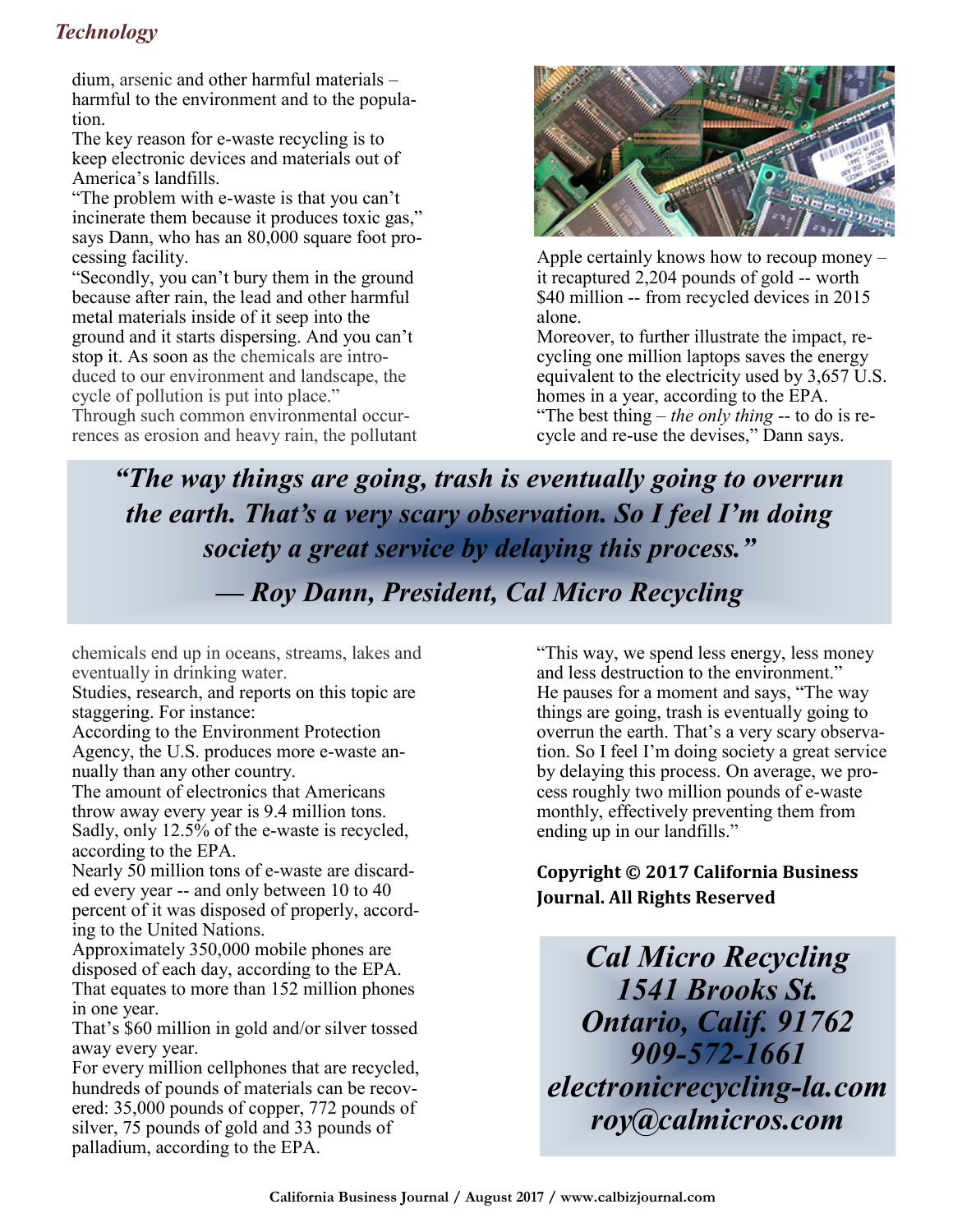dium, arsenic and other harmful materials – harmful to the environment and to the population.

The key reason for e-waste recycling is to keep electronic devices and materials out of America's landfills.

"The problem with e-waste is that you can't incinerate them because it produces toxic gas," says Dann, who has an 80,000 square foot processing facility.

"Secondly, you can't bury them in the ground because after rain, the lead and other harmful metal materials inside of it seep into the ground and it starts dispersing. And you can't stop it. As soon as the chemicals are introduced to our environment and landscape, the cycle of pollution is put into place."

Through such common environmental occurrences as erosion and heavy rain, the pollutant chemicals end up in oceans, streams, lakes and eventually in drinking water.

Studies, research, and reports on this topic are staggering. For instance:

According to the Environment Protection Agency, the U.S. produces more e-waste annually than any other country.

The amount of electronics that Americans throw away every year is 9.4 million tons. Sadly, only 12.5% of the e-waste is recycled, according to the EPA.

Nearly 50 million tons of e-waste are discarded every year -- and only between 10 to 40 percent of it was disposed of properly, according to the United Nations.

Approximately 350,000 mobile phones are disposed of each day, according to the EPA. That equates to more than 152 million phones in one year.

That's $60 million in gold and/or silver tossed away every year.

For every million cellphones that are recycled, hundreds of pounds of materials can be recovered: 35,000 pounds of copper, 772 pounds of silver, 75 pounds of gold and 33 pounds of palladium, according to the EPA.

Apple certainly knows how to recoup money – it recaptured 2,204 pounds of gold -- worth $40 million -- from recycled devices in 2015 alone.

Moreover, to further illustrate the impact, recycling one million laptops saves the energy equivalent to the electricity used by 3,657 U.S. homes in a year, according to the EPA.

"The best thing – *the only thing* -- to do is recycle and re-use the devises," Dann says.

"This way, we spend less energy, less money and less destruction to the environment."

He pauses for a moment and says, "The way things are going, trash is eventually going to overrun the earth. That's a very scary observation. So I feel I'm doing society a great service by delaying this process. On average, we process roughly two million pounds of e-waste monthly, effectively preventing them from ending up in our landfills."

> ***"The way things are going, trash is eventually going to overrun the earth. That's a very scary observation. So I feel I'm doing society a great service by delaying this process."***
>
> ***— Roy Dann, President, Cal Micro Recycling***

**Copyright © 2017 California Business Journal. All Rights Reserved**

***Cal Micro Recycling***
***1541 Brooks St.***
***Ontario, Calif. 91762***
***909-572-1661***
***electronicrecycling-la.com***
***roy@calmicros.com***